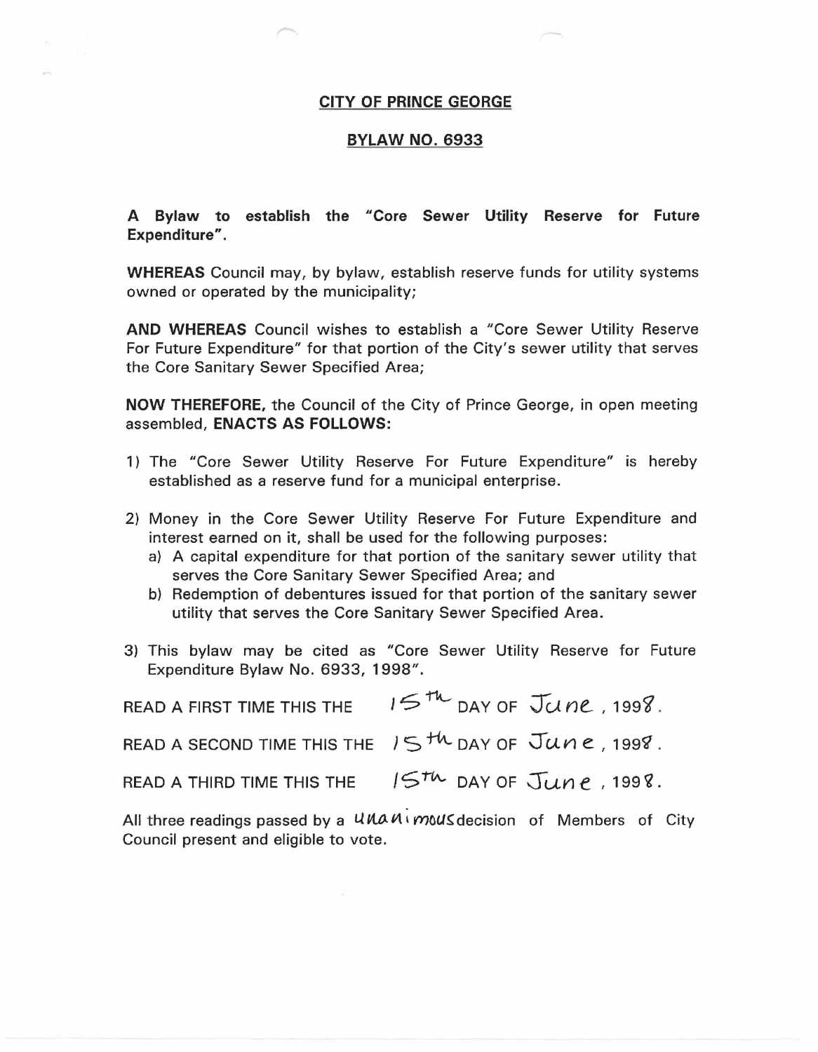# CITY OF PRINCE GEORGE

## BYLAW NO. 6933

**A Bylaw to establish the "Core Sewer Utility Reserve for Future Expenditure".**

**WHEREAS** Council may, by bylaw, establish reserve funds for utility systems owned or operated by the municipality;

**AND WHEREAS** Council wishes to establish a "Core Sewer Utility Reserve For Future Expenditure" for that portion of the City's sewer utility that serves the Core Sanitary Sewer Specified Area;

**NOW THEREFORE,** the Council of the City of Prince George, in open meeting assembled, **ENACTS AS FOLLOWS:**

1) The "Core Sewer Utility Reserve For Future Expenditure" is hereby established as a reserve fund for a municipal enterprise.

2) Money in the Core Sewer Utility Reserve For Future Expenditure and interest earned on it, shall be used for the following purposes:
   a) A capital expenditure for that portion of the sanitary sewer utility that serves the Core Sanitary Sewer Specified Area; and
   b) Redemption of debentures issued for that portion of the sanitary sewer utility that serves the Core Sanitary Sewer Specified Area.

3) This bylaw may be cited as "Core Sewer Utility Reserve for Future Expenditure Bylaw No. 6933, 1998".

READ A FIRST TIME THIS THE 15th DAY OF June, 1998.

READ A SECOND TIME THIS THE 15th DAY OF June, 1998.

READ A THIRD TIME THIS THE 15th DAY OF June, 1998.

All three readings passed by a unanimous decision of Members of City Council present and eligible to vote.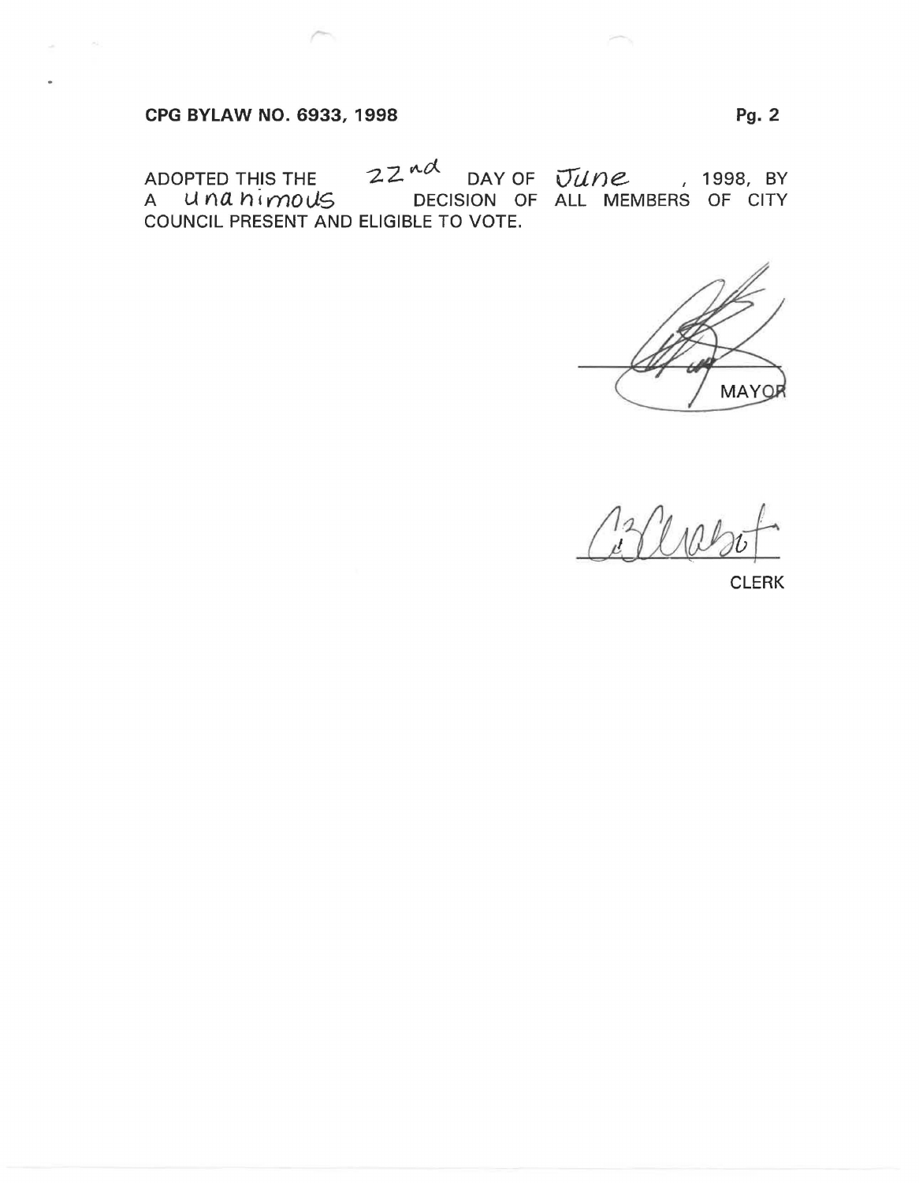ADOPTED THIS THE 22nd DAY OF June, 1998, BY A unanimous DECISION OF ALL MEMBERS OF CITY COUNCIL PRESENT AND ELIGIBLE TO VOTE.

MAYOR

CLERK